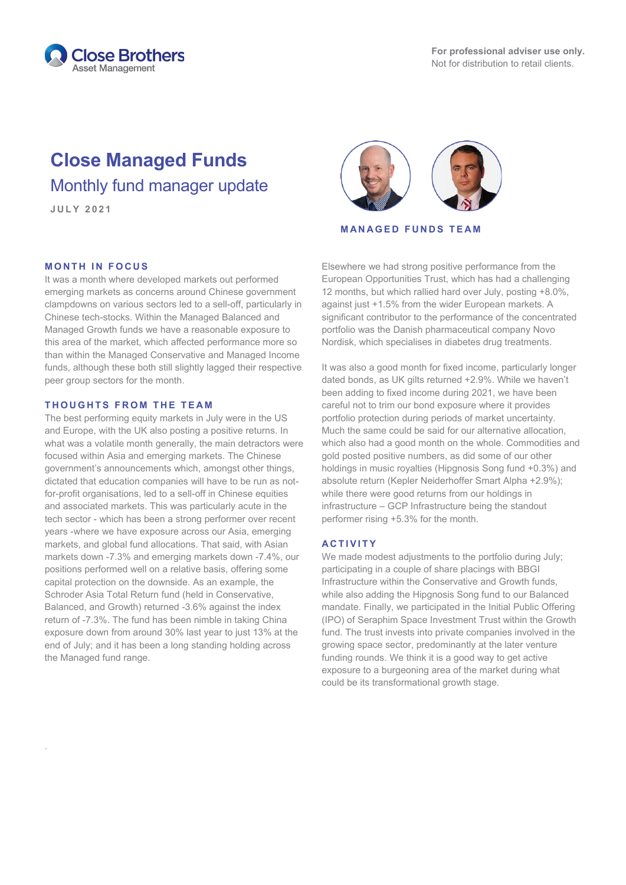Close Brothers Asset Management

**For professional adviser use only.**
Not for distribution to retail clients.

# Close Managed Funds

## Monthly fund manager update

JULY 2021

MANAGED FUNDS TEAM

### MONTH IN FOCUS

It was a month where developed markets out performed emerging markets as concerns around Chinese government clampdowns on various sectors led to a sell-off, particularly in Chinese tech-stocks. Within the Managed Balanced and Managed Growth funds we have a reasonable exposure to this area of the market, which affected performance more so than within the Managed Conservative and Managed Income funds, although these both still slightly lagged their respective peer group sectors for the month.

### THOUGHTS FROM THE TEAM

The best performing equity markets in July were in the US and Europe, with the UK also posting a positive returns. In what was a volatile month generally, the main detractors were focused within Asia and emerging markets. The Chinese government's announcements which, amongst other things, dictated that education companies will have to be run as not-for-profit organisations, led to a sell-off in Chinese equities and associated markets. This was particularly acute in the tech sector - which has been a strong performer over recent years -where we have exposure across our Asia, emerging markets, and global fund allocations. That said, with Asian markets down -7.3% and emerging markets down -7.4%, our positions performed well on a relative basis, offering some capital protection on the downside. As an example, the Schroder Asia Total Return fund (held in Conservative, Balanced, and Growth) returned -3.6% against the index return of -7.3%. The fund has been nimble in taking China exposure down from around 30% last year to just 13% at the end of July; and it has been a long standing holding across the Managed fund range.

Elsewhere we had strong positive performance from the European Opportunities Trust, which has had a challenging 12 months, but which rallied hard over July, posting +8.0%, against just +1.5% from the wider European markets. A significant contributor to the performance of the concentrated portfolio was the Danish pharmaceutical company Novo Nordisk, which specialises in diabetes drug treatments.

It was also a good month for fixed income, particularly longer dated bonds, as UK gilts returned +2.9%. While we haven't been adding to fixed income during 2021, we have been careful not to trim our bond exposure where it provides portfolio protection during periods of market uncertainty. Much the same could be said for our alternative allocation, which also had a good month on the whole. Commodities and gold posted positive numbers, as did some of our other holdings in music royalties (Hipgnosis Song fund +0.3%) and absolute return (Kepler Neiderhoffer Smart Alpha +2.9%); while there were good returns from our holdings in infrastructure – GCP Infrastructure being the standout performer rising +5.3% for the month.

### ACTIVITY

We made modest adjustments to the portfolio during July; participating in a couple of share placings with BBGI Infrastructure within the Conservative and Growth funds, while also adding the Hipgnosis Song fund to our Balanced mandate. Finally, we participated in the Initial Public Offering (IPO) of Seraphim Space Investment Trust within the Growth fund. The trust invests into private companies involved in the growing space sector, predominantly at the later venture funding rounds. We think it is a good way to get active exposure to a burgeoning area of the market during what could be its transformational growth stage.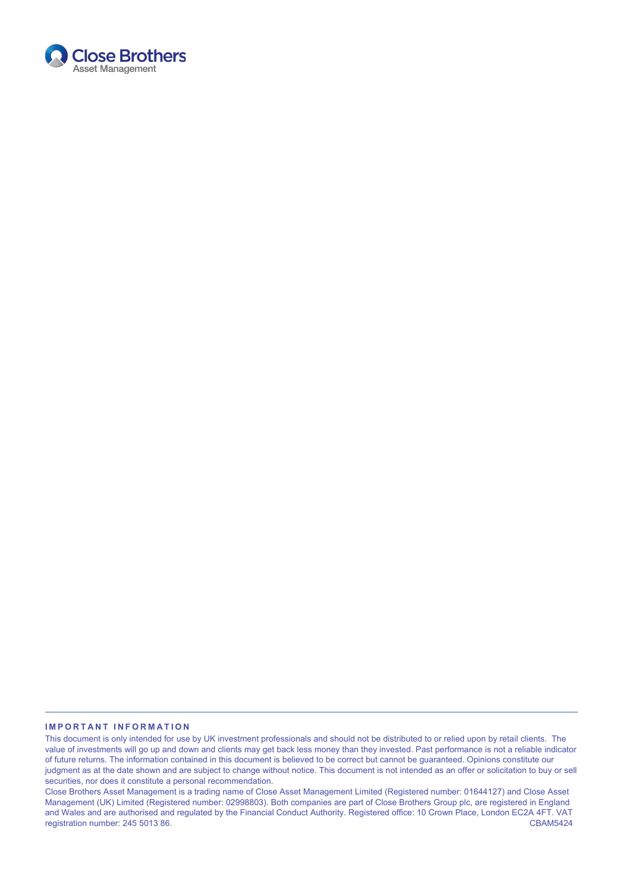Close Brothers
Asset Management

**IMPORTANT INFORMATION**

This document is only intended for use by UK investment professionals and should not be distributed to or relied upon by retail clients. The value of investments will go up and down and clients may get back less money than they invested. Past performance is not a reliable indicator of future returns. The information contained in this document is believed to be correct but cannot be guaranteed. Opinions constitute our judgment as at the date shown and are subject to change without notice. This document is not intended as an offer or solicitation to buy or sell securities, nor does it constitute a personal recommendation.

Close Brothers Asset Management is a trading name of Close Asset Management Limited (Registered number: 01644127) and Close Asset Management (UK) Limited (Registered number: 02998803). Both companies are part of Close Brothers Group plc, are registered in England and Wales and are authorised and regulated by the Financial Conduct Authority. Registered office: 10 Crown Place, London EC2A 4FT. VAT registration number: 245 5013 86. CBAM5424